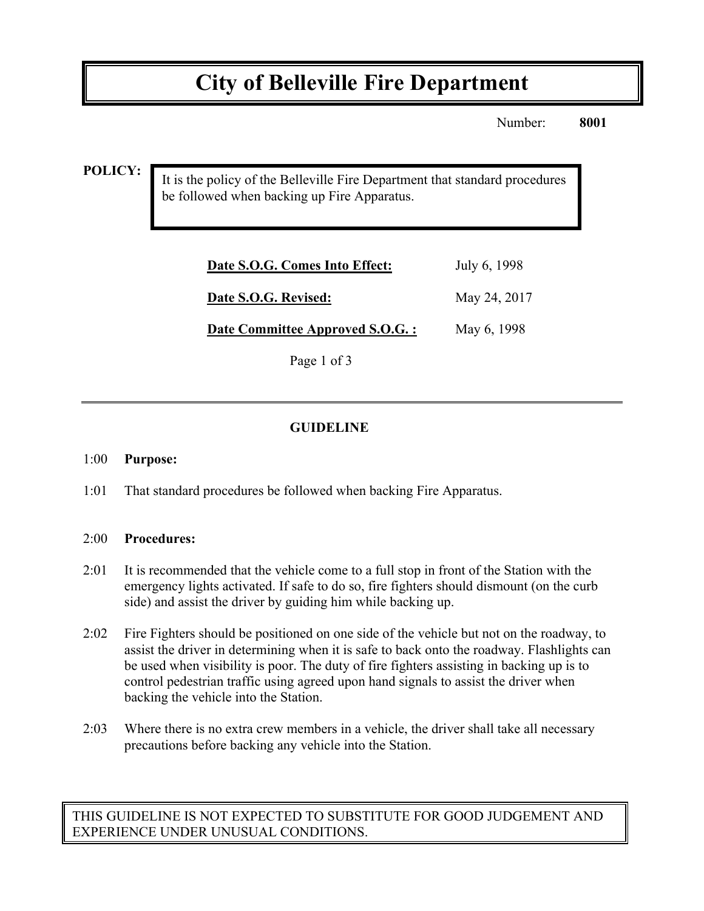# City of Belleville Fire Department

Number: **8001**

**POLICY:**

It is the policy of the Belleville Fire Department that standard procedures be followed when backing up Fire Apparatus.

| | |
|---|---|
| **Date S.O.G. Comes Into Effect:** | July 6, 1998 |
| **Date S.O.G. Revised:** | May 24, 2017 |
| **Date Committee Approved S.O.G. :** | May 6, 1998 |

---

## GUIDELINE

1:00 **Purpose:**

1:01 That standard procedures be followed when backing Fire Apparatus.

2:00 **Procedures:**

2:01 It is recommended that the vehicle come to a full stop in front of the Station with the emergency lights activated. If safe to do so, fire fighters should dismount (on the curb side) and assist the driver by guiding him while backing up.

2:02 Fire Fighters should be positioned on one side of the vehicle but not on the roadway, to assist the driver in determining when it is safe to back onto the roadway. Flashlights can be used when visibility is poor. The duty of fire fighters assisting in backing up is to control pedestrian traffic using agreed upon hand signals to assist the driver when backing the vehicle into the Station.

2:03 Where there is no extra crew members in a vehicle, the driver shall take all necessary precautions before backing any vehicle into the Station.

THIS GUIDELINE IS NOT EXPECTED TO SUBSTITUTE FOR GOOD JUDGEMENT AND EXPERIENCE UNDER UNUSUAL CONDITIONS.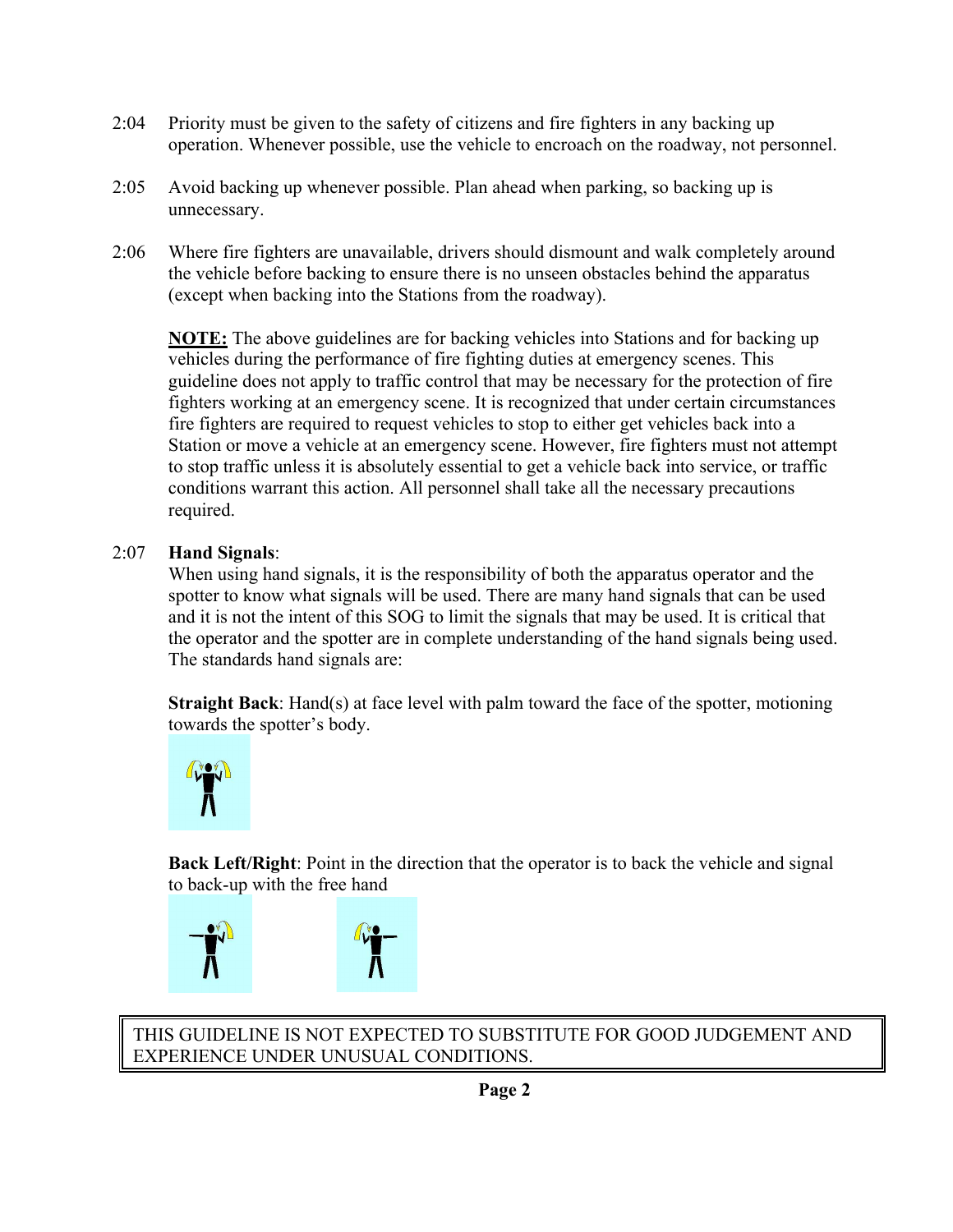2:04 Priority must be given to the safety of citizens and fire fighters in any backing up operation. Whenever possible, use the vehicle to encroach on the roadway, not personnel.

2:05 Avoid backing up whenever possible. Plan ahead when parking, so backing up is unnecessary.

2:06 Where fire fighters are unavailable, drivers should dismount and walk completely around the vehicle before backing to ensure there is no unseen obstacles behind the apparatus (except when backing into the Stations from the roadway).

**NOTE:** The above guidelines are for backing vehicles into Stations and for backing up vehicles during the performance of fire fighting duties at emergency scenes. This guideline does not apply to traffic control that may be necessary for the protection of fire fighters working at an emergency scene. It is recognized that under certain circumstances fire fighters are required to request vehicles to stop to either get vehicles back into a Station or move a vehicle at an emergency scene. However, fire fighters must not attempt to stop traffic unless it is absolutely essential to get a vehicle back into service, or traffic conditions warrant this action. All personnel shall take all the necessary precautions required.

2:07 **Hand Signals**:
When using hand signals, it is the responsibility of both the apparatus operator and the spotter to know what signals will be used. There are many hand signals that can be used and it is not the intent of this SOG to limit the signals that may be used. It is critical that the operator and the spotter are in complete understanding of the hand signals being used. The standards hand signals are:

**Straight Back**: Hand(s) at face level with palm toward the face of the spotter, motioning towards the spotter's body.

**Back Left/Right**: Point in the direction that the operator is to back the vehicle and signal to back-up with the free hand

THIS GUIDELINE IS NOT EXPECTED TO SUBSTITUTE FOR GOOD JUDGEMENT AND EXPERIENCE UNDER UNUSUAL CONDITIONS.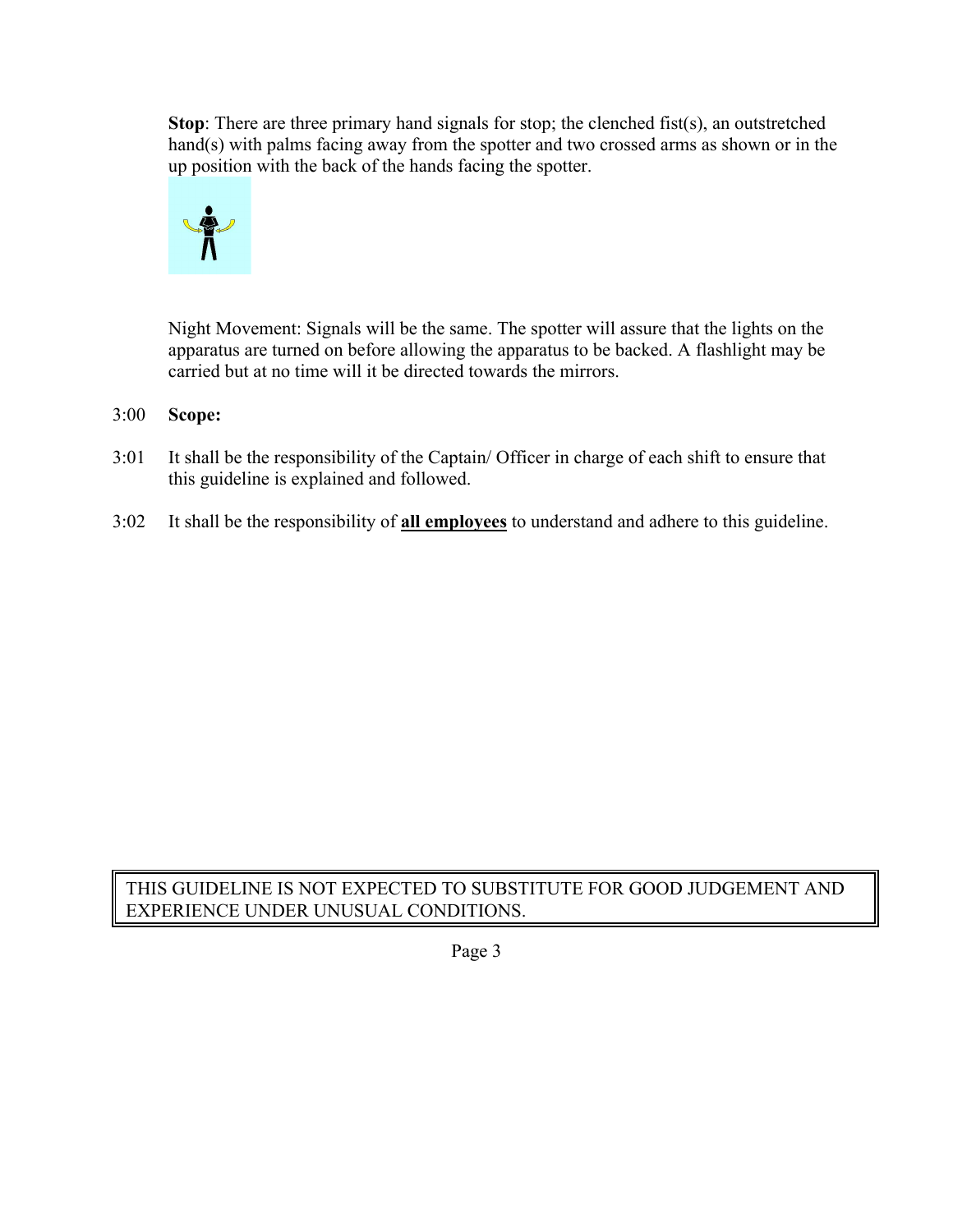**Stop**: There are three primary hand signals for stop; the clenched fist(s), an outstretched hand(s) with palms facing away from the spotter and two crossed arms as shown or in the up position with the back of the hands facing the spotter.

Night Movement: Signals will be the same. The spotter will assure that the lights on the apparatus are turned on before allowing the apparatus to be backed. A flashlight may be carried but at no time will it be directed towards the mirrors.

3:00 **Scope:**

3:01 It shall be the responsibility of the Captain/ Officer in charge of each shift to ensure that this guideline is explained and followed.

3:02 It shall be the responsibility of **all employees** to understand and adhere to this guideline.

THIS GUIDELINE IS NOT EXPECTED TO SUBSTITUTE FOR GOOD JUDGEMENT AND EXPERIENCE UNDER UNUSUAL CONDITIONS.